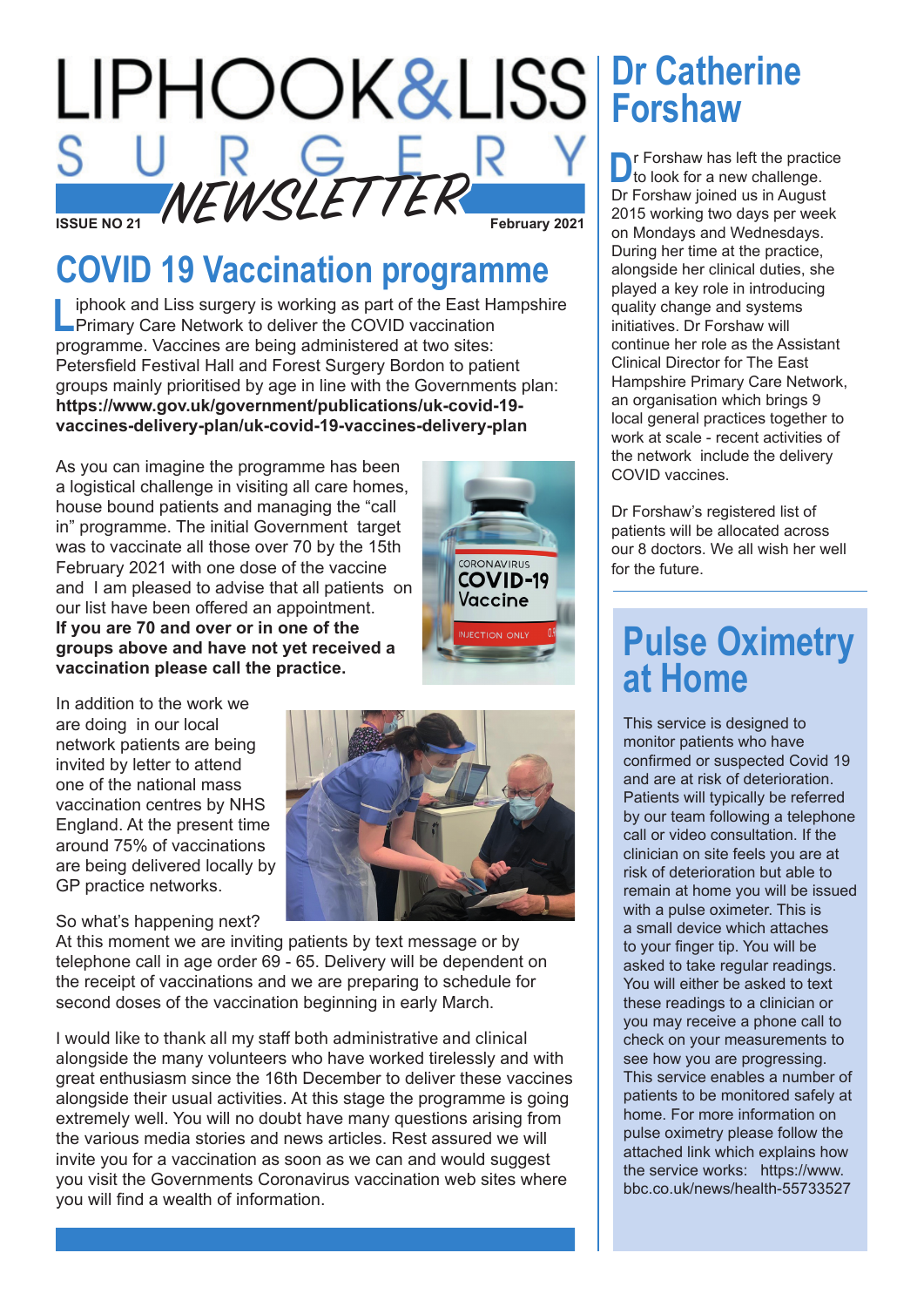# LIPHOOK&LISS SURGERY NEWSLETTER

ISSUE NO 21 — February 2021

## COVID 19 Vaccination programme

Liphook and Liss surgery is working as part of the East Hampshire Primary Care Network to deliver the COVID vaccination programme. Vaccines are being administered at two sites: Petersfield Festival Hall and Forest Surgery Bordon to patient groups mainly prioritised by age in line with the Governments plan: **https://www.gov.uk/government/publications/uk-covid-19-vaccines-delivery-plan/uk-covid-19-vaccines-delivery-plan**

As you can imagine the programme has been a logistical challenge in visiting all care homes, house bound patients and managing the "call in" programme. The initial Government target was to vaccinate all those over 70 by the 15th February 2021 with one dose of the vaccine and I am pleased to advise that all patients on our list have been offered an appointment. **If you are 70 and over or in one of the groups above and have not yet received a vaccination please call the practice.**

In addition to the work we are doing in our local network patients are being invited by letter to attend one of the national mass vaccination centres by NHS England. At the present time around 75% of vaccinations are being delivered locally by GP practice networks.

So what's happening next?
At this moment we are inviting patients by text message or by telephone call in age order 69 - 65. Delivery will be dependent on the receipt of vaccinations and we are preparing to schedule for second doses of the vaccination beginning in early March.

I would like to thank all my staff both administrative and clinical alongside the many volunteers who have worked tirelessly and with great enthusiasm since the 16th December to deliver these vaccines alongside their usual activities. At this stage the programme is going extremely well. You will no doubt have many questions arising from the various media stories and news articles. Rest assured we will invite you for a vaccination as soon as we can and would suggest you visit the Governments Coronavirus vaccination web sites where you will find a wealth of information.

## Dr Catherine Forshaw

Dr Forshaw has left the practice to look for a new challenge. Dr Forshaw joined us in August 2015 working two days per week on Mondays and Wednesdays. During her time at the practice, alongside her clinical duties, she played a key role in introducing quality change and systems initiatives. Dr Forshaw will continue her role as the Assistant Clinical Director for The East Hampshire Primary Care Network, an organisation which brings 9 local general practices together to work at scale - recent activities of the network include the delivery COVID vaccines.

Dr Forshaw's registered list of patients will be allocated across our 8 doctors. We all wish her well for the future.

## Pulse Oximetry at Home

This service is designed to monitor patients who have confirmed or suspected Covid 19 and are at risk of deterioration. Patients will typically be referred by our team following a telephone call or video consultation. If the clinician on site feels you are at risk of deterioration but able to remain at home you will be issued with a pulse oximeter. This is a small device which attaches to your finger tip. You will be asked to take regular readings. You will either be asked to text these readings to a clinician or you may receive a phone call to check on your measurements to see how you are progressing. This service enables a number of patients to be monitored safely at home. For more information on pulse oximetry please follow the attached link which explains how the service works: https://www.bbc.co.uk/news/health-55733527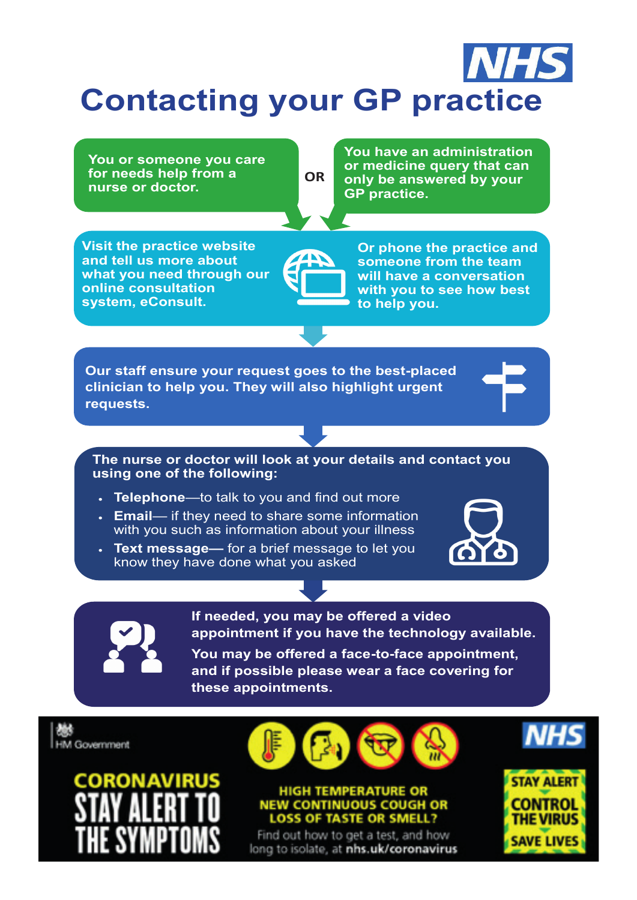NHS

# Contacting your GP practice

You or someone you care for needs help from a nurse or doctor.

OR

You have an administration or medicine query that can only be answered by your GP practice.

Visit the practice website and tell us more about what you need through our online consultation system, eConsult.

Or phone the practice and someone from the team will have a conversation with you to see how best to help you.

Our staff ensure your request goes to the best-placed clinician to help you. They will also highlight urgent requests.

The nurse or doctor will look at your details and contact you using one of the following:

- **Telephone**—to talk to you and find out more
- **Email**— if they need to share some information with you such as information about your illness
- **Text message—** for a brief message to let you know they have done what you asked

If needed, you may be offered a video appointment if you have the technology available.

You may be offered a face-to-face appointment, and if possible please wear a face covering for these appointments.

HM Government

CORONAVIRUS STAY ALERT TO THE SYMPTOMS

HIGH TEMPERATURE OR NEW CONTINUOUS COUGH OR LOSS OF TASTE OR SMELL?

Find out how to get a test, and how long to isolate, at **nhs.uk/coronavirus**

NHS

STAY ALERT

CONTROL THE VIRUS

SAVE LIVES